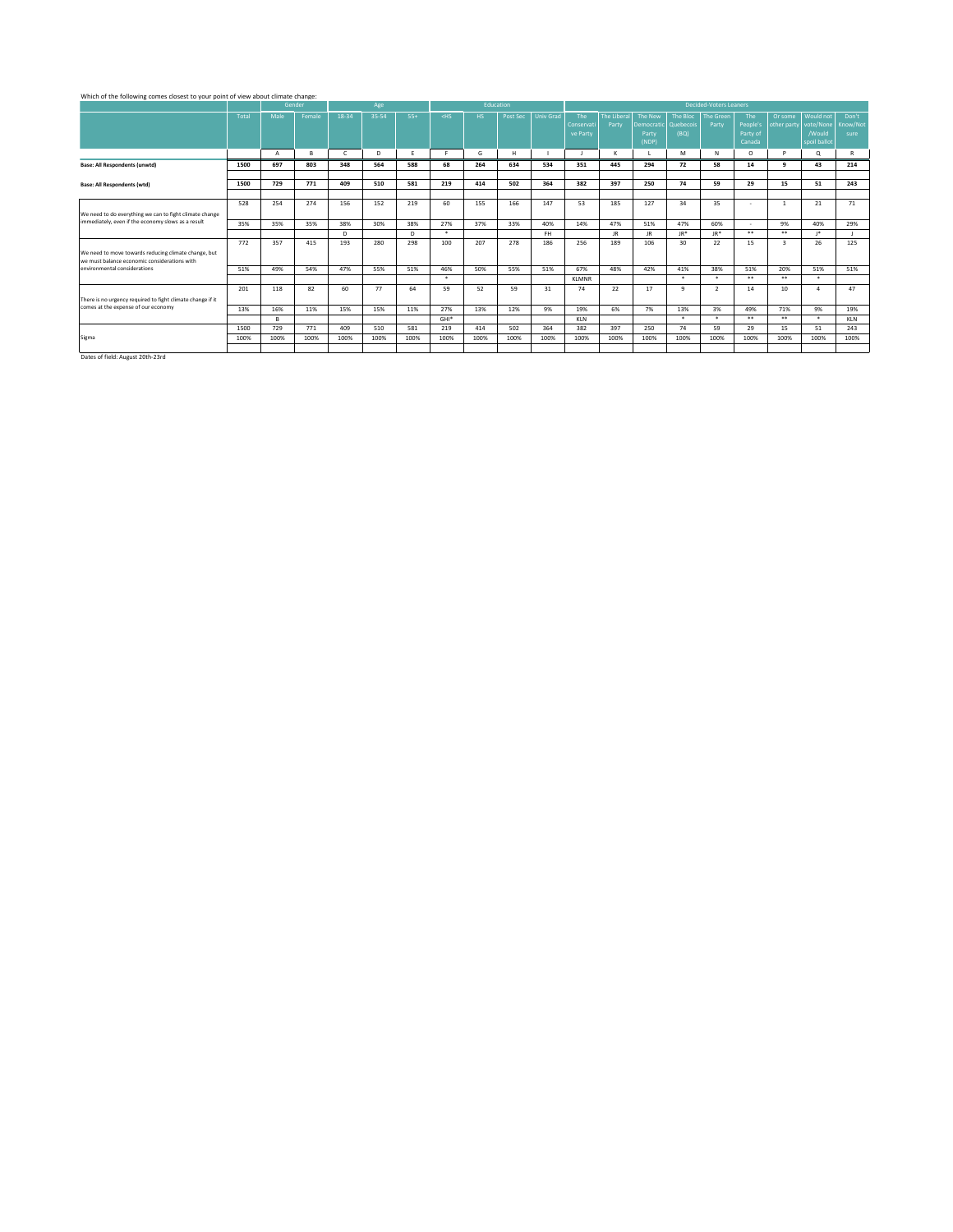Which of the following comes closest to your point of view about climate change:

| | Total | Gender | | Age | | | Education | | | | Decided Voters Leaners | | | | | | | | |
|---|---|---|---|---|---|---|---|---|---|---|---|---|---|---|---|---|---|---|---|
| | | Male | Female | 18-34 | 35-54 | 55+ | <HS | HS | Post Sec | Univ Grad | The Conservative Party | The Liberal Party | The New Democratic Party (NDP) | The Bloc Quebecois (BQ) | The Green Party | The People's Party of Canada | Or some other party | Would not vote/None /Would spoil ballot | Don't Know/Not sure |
| | | A | B | C | D | E | F | G | H | I | J | K | L | M | N | O | P | Q | R |
| **Base: All Respondents (unwtd)** | **1500** | **697** | **803** | **348** | **564** | **588** | **68** | **264** | **634** | **534** | **351** | **445** | **294** | **72** | **58** | **14** | **9** | **43** | **214** |
| **Base: All Respondents (wtd)** | **1500** | **729** | **771** | **409** | **510** | **581** | **219** | **414** | **502** | **364** | **382** | **397** | **250** | **74** | **59** | **29** | **15** | **51** | **243** |
| We need to do everything we can to fight climate change immediately, even if the economy slows as a result | 528 | 254 | 274 | 156 | 152 | 219 | 60 | 155 | 166 | 147 | 53 | 185 | 127 | 34 | 35 | - | 1 | 21 | 71 |
| | 35% | 35% | 35% | 38% | 30% | 38% | 27% | 37% | 33% | 40% | 14% | 47% | 51% | 47% | 60% | - | 9% | 40% | 29% |
| | | | | D | | D | * | | | FH | | JR | JR | JR* | JR* | ** | ** | J* | J |
| We need to move towards reducing climate change, but we must balance economic considerations with environmental considerations | 772 | 357 | 415 | 193 | 280 | 298 | 100 | 207 | 278 | 186 | 256 | 189 | 106 | 30 | 22 | 15 | 3 | 26 | 125 |
| | 51% | 49% | 54% | 47% | 55% | 51% | 46% | 50% | 55% | 51% | 67% | 48% | 42% | 41% | 38% | 51% | 20% | 51% | 51% |
| | | | | | | | * | | | | KLMNR | | | * | * | ** | ** | * | |
| There is no urgency required to fight climate change if it comes at the expense of our economy | 201 | 118 | 82 | 60 | 77 | 64 | 59 | 52 | 59 | 31 | 74 | 22 | 17 | 9 | 2 | 14 | 10 | 4 | 47 |
| | 13% | 16% | 11% | 15% | 15% | 11% | 27% | 13% | 12% | 9% | 19% | 6% | 7% | 13% | 3% | 49% | 71% | 9% | 19% |
| | | B | | | | | GHI* | | | | KLN | | | * | * | ** | ** | * | KLN |
| Sigma | 1500 | 729 | 771 | 409 | 510 | 581 | 219 | 414 | 502 | 364 | 382 | 397 | 250 | 74 | 59 | 29 | 15 | 51 | 243 |
| | 100% | 100% | 100% | 100% | 100% | 100% | 100% | 100% | 100% | 100% | 100% | 100% | 100% | 100% | 100% | 100% | 100% | 100% | 100% |

Dates of field: August 20th-23rd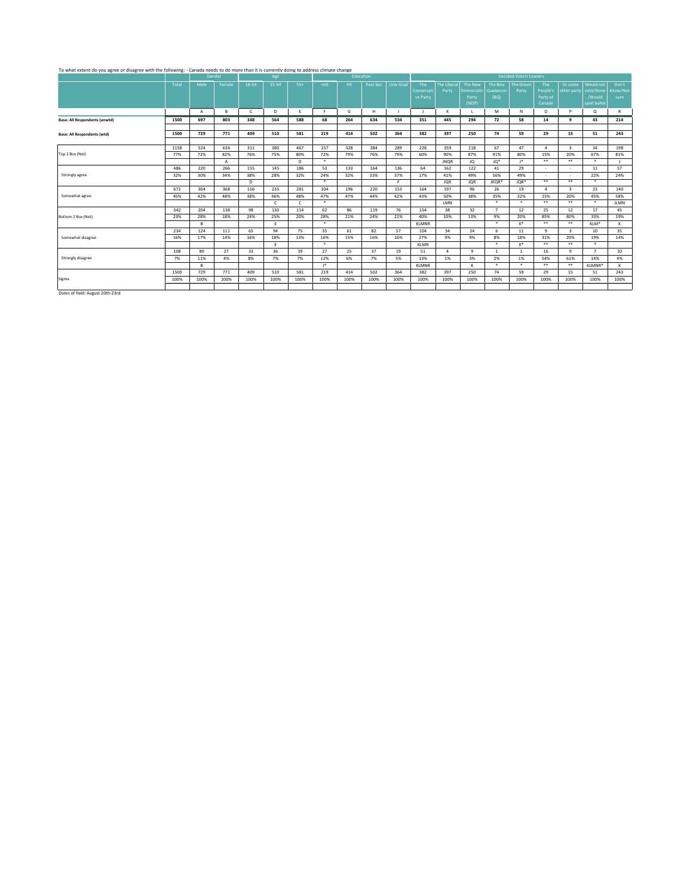To what extent do you agree or disagree with the following: - Canada needs to do more than it is currently doing to address climate change

| | Total | Gender | | Age | | | Education | | | | Decided-Voters Leaners | | | | | | | | |
|---|---|---|---|---|---|---|---|---|---|---|---|---|---|---|---|---|---|---|---|
| | | Male | Female | 18-34 | 35-54 | 55+ | <HS | HS | Post Sec | Univ Grad | The Conservative Party | The Liberal Party | The New Democratic Party (NDP) | The Bloc Quebecois (BQ) | The Green Party | The People's Party of Canada | Or some other party | Would not vote/None /Would spoil ballot | Don't Know/Not sure |
| | | A | B | C | D | E | F | G | H | I | J | K | L | M | N | O | P | Q | R |
| **Base: All Respondents (unwtd)** | **1500** | **697** | **803** | **348** | **564** | **588** | **68** | **264** | **634** | **534** | **351** | **445** | **294** | **72** | **58** | **14** | **9** | **43** | **214** |
| **Base: All Respondents (wtd)** | **1500** | **729** | **771** | **409** | **510** | **581** | **219** | **414** | **502** | **364** | **382** | **397** | **250** | **74** | **59** | **29** | **15** | **51** | **243** |
| Top 2 Box (Net) | 1158 | 524 | 634 | 311 | 380 | 467 | 157 | 328 | 384 | 289 | 228 | 359 | 218 | 67 | 47 | 4 | 3 | 34 | 198 |
| | 77% | 72% | 82% | 76% | 75% | 80% | 72% | 79% | 76% | 79% | 60% | 90% | 87% | 91% | 80% | 15% | 20% | 67% | 81% |
| | | | A | | | D | * | | | | | JNQR | JQ | JQ* | J* | ** | ** | * | J |
| Strongly agree | 486 | 220 | 266 | 155 | 145 | 186 | 53 | 133 | 164 | 136 | 64 | 162 | 122 | 41 | 29 | - | - | 11 | 57 |
| | 32% | 30% | 34% | 38% | 28% | 32% | 24% | 32% | 33% | 37% | 17% | 41% | 49% | 56% | 49% | - | - | 22% | 24% |
| | | | | D | | | * | | | F | | JQR | JQR | JKQR* | JQR* | ** | ** | * | |
| Somewhat agree | 672 | 304 | 368 | 156 | 235 | 281 | 104 | 196 | 220 | 153 | 164 | 197 | 96 | 26 | 19 | 4 | 3 | 23 | 140 |
| | 45% | 42% | 48% | 38% | 46% | 48% | 47% | 47% | 44% | 42% | 43% | 50% | 38% | 35% | 32% | 15% | 20% | 45% | 58% |
| | | | | | C | C | * | | | | | LMN | | * | * | ** | ** | * | JLMN |
| Bottom 2 Box (Net) | 342 | 204 | 138 | 98 | 130 | 114 | 62 | 86 | 119 | 76 | 154 | 38 | 32 | 7 | 12 | 25 | 12 | 17 | 45 |
| | 23% | 28% | 18% | 24% | 25% | 20% | 28% | 21% | 24% | 21% | 40% | 10% | 13% | 9% | 20% | 85% | 80% | 33% | 19% |
| | | B | | | E | | * | | | | KLMNR | | | * | K* | ** | ** | KLM* | K |
| Somewhat disagree | 234 | 124 | 111 | 65 | 94 | 75 | 35 | 61 | 82 | 57 | 104 | 34 | 24 | 6 | 11 | 9 | 3 | 10 | 35 |
| | 16% | 17% | 14% | 16% | 18% | 13% | 16% | 15% | 16% | 16% | 27% | 9% | 9% | 8% | 18% | 31% | 20% | 19% | 14% |
| | | | | | E | | * | | | | KLMR | | | * | K* | ** | ** | * | |
| Strongly disagree | 108 | 80 | 27 | 33 | 36 | 39 | 27 | 25 | 37 | 19 | 51 | 4 | 9 | 1 | 1 | 16 | 9 | 7 | 10 |
| | 7% | 11% | 4% | 8% | 7% | 7% | 12% | 6% | 7% | 5% | 13% | 1% | 3% | 2% | 1% | 54% | 61% | 14% | 4% |
| | | B | | | | | I* | | | | KLMNR | | K | * | * | ** | ** | KLMNR* | K |
| Sigma | 1500 | 729 | 771 | 409 | 510 | 581 | 219 | 414 | 502 | 364 | 382 | 397 | 250 | 74 | 59 | 29 | 15 | 51 | 243 |
| | 100% | 100% | 100% | 100% | 100% | 100% | 100% | 100% | 100% | 100% | 100% | 100% | 100% | 100% | 100% | 100% | 100% | 100% | 100% |

Dates of field: August 20th-23rd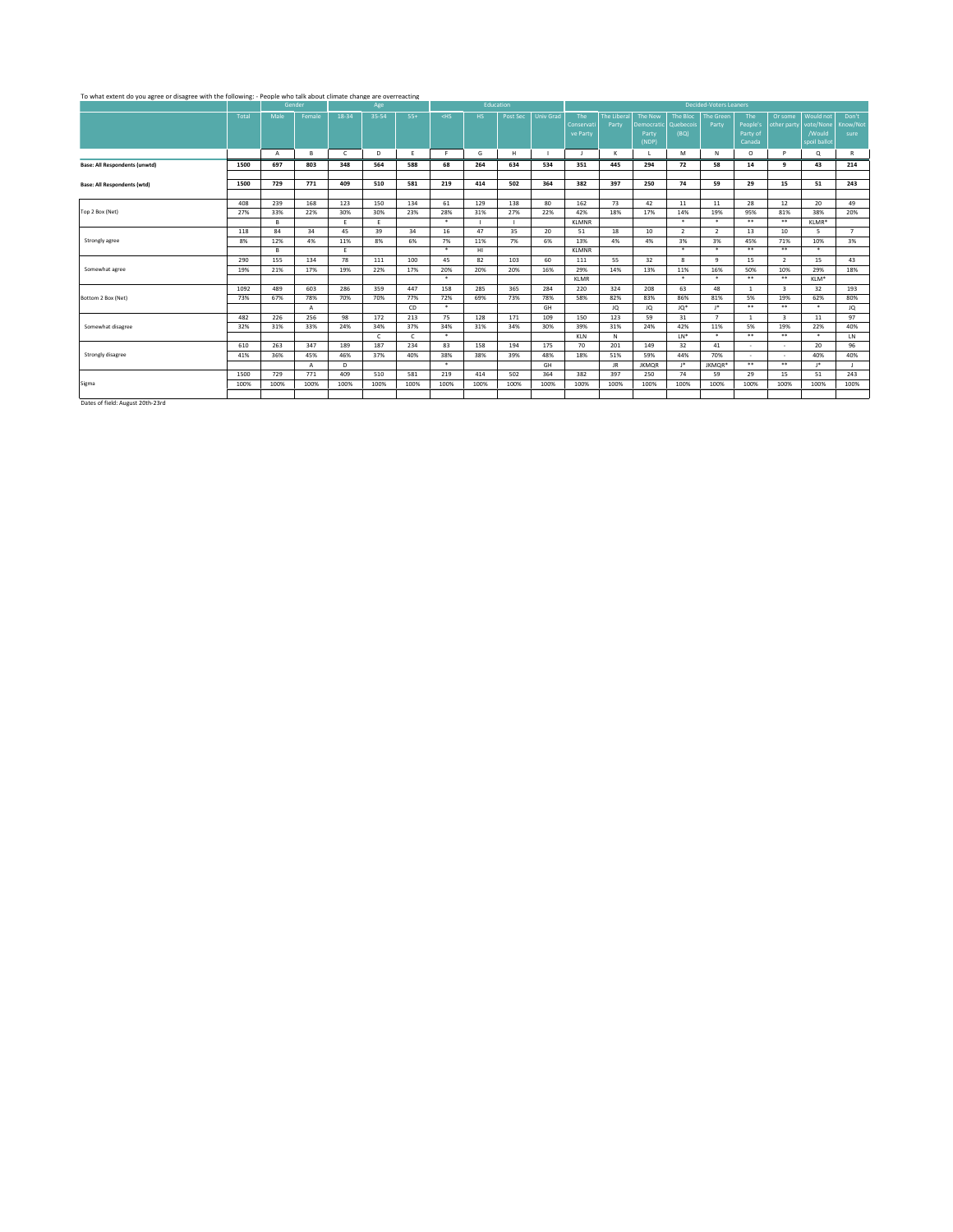To what extent do you agree or disagree with the following: - People who talk about climate change are overreacting

| | Total | Gender | | Age | | | Education | | | | Decided-Voters Leaners | | | | | | | | |
|---|---|---|---|---|---|---|---|---|---|---|---|---|---|---|---|---|---|---|---|
| | | Male | Female | 18-34 | 35-54 | 55+ | <HS | HS | Post Sec | Univ Grad | The Conservative Party | The Liberal Party | The New Democratic Party (NDP) | The Bloc Quebecois (BQ) | The Green Party | The People's Party of Canada | Or some other party | Would not vote/None /Would spoil ballot | Don't Know/Not sure |
| | | A | B | C | D | E | F | G | H | I | J | K | L | M | N | O | P | Q | R |
| **Base: All Respondents (unwtd)** | **1500** | **697** | **803** | **348** | **564** | **588** | **68** | **264** | **634** | **534** | **351** | **445** | **294** | **72** | **58** | **14** | **9** | **43** | **214** |
| **Base: All Respondents (wtd)** | **1500** | **729** | **771** | **409** | **510** | **581** | **219** | **414** | **502** | **364** | **382** | **397** | **250** | **74** | **59** | **29** | **15** | **51** | **243** |
| Top 2 Box (Net) | 408 | 239 | 168 | 123 | 150 | 134 | 61 | 129 | 138 | 80 | 162 | 73 | 42 | 11 | 11 | 28 | 12 | 20 | 49 |
| | 27% | 33% | 22% | 30% | 30% | 23% | 28% | 31% | 27% | 22% | 42% | 18% | 17% | 14% | 19% | 95% | 81% | 38% | 20% |
| | | B | | E | E | | * | I | I | | KLMNR | | | * | * | ** | ** | KLMR* | |
| Strongly agree | 118 | 84 | 34 | 45 | 39 | 34 | 16 | 47 | 35 | 20 | 51 | 18 | 10 | 2 | 2 | 13 | 10 | 5 | 7 |
| | 8% | 12% | 4% | 11% | 8% | 6% | 7% | 11% | 7% | 6% | 13% | 4% | 4% | 3% | 3% | 45% | 71% | 10% | 3% |
| | | B | | E | | | * | HI | | | KLMNR | | | * | * | ** | ** | * | |
| Somewhat agree | 290 | 155 | 134 | 78 | 111 | 100 | 45 | 82 | 103 | 60 | 111 | 55 | 32 | 8 | 9 | 15 | 2 | 15 | 43 |
| | 19% | 21% | 17% | 19% | 22% | 17% | 20% | 20% | 20% | 16% | 29% | 14% | 13% | 11% | 16% | 50% | 10% | 29% | 18% |
| | | | | | | | * | | | | KLMR | | | * | * | ** | ** | KLM* | |
| Bottom 2 Box (Net) | 1092 | 489 | 603 | 286 | 359 | 447 | 158 | 285 | 365 | 284 | 220 | 324 | 208 | 63 | 48 | 1 | 3 | 32 | 193 |
| | 73% | 67% | 78% | 70% | 70% | 77% | 72% | 69% | 73% | 78% | 58% | 82% | 83% | 86% | 81% | 5% | 19% | 62% | 80% |
| | | | A | | | CD | * | | | GH | | JQ | JQ | JQ* | J* | ** | ** | * | JQ |
| Somewhat disagree | 482 | 226 | 256 | 98 | 172 | 213 | 75 | 128 | 171 | 109 | 150 | 123 | 59 | 31 | 7 | 1 | 3 | 11 | 97 |
| | 32% | 31% | 33% | 24% | 34% | 37% | 34% | 31% | 34% | 30% | 39% | 31% | 24% | 42% | 11% | 5% | 19% | 22% | 40% |
| | | | | | C | C | * | | | | KLN | N | | LN* | * | ** | ** | * | LN |
| Strongly disagree | 610 | 263 | 347 | 189 | 187 | 234 | 83 | 158 | 194 | 175 | 70 | 201 | 149 | 32 | 41 | - | - | 20 | 96 |
| | 41% | 36% | 45% | 46% | 37% | 40% | 38% | 38% | 39% | 48% | 18% | 51% | 59% | 44% | 70% | - | - | 40% | 40% |
| | | | A | D | | | * | | | GH | | JR | JKMQR | J* | JKMQR* | ** | ** | J* | J |
| Sigma | 1500 | 729 | 771 | 409 | 510 | 581 | 219 | 414 | 502 | 364 | 382 | 397 | 250 | 74 | 59 | 29 | 15 | 51 | 243 |
| | 100% | 100% | 100% | 100% | 100% | 100% | 100% | 100% | 100% | 100% | 100% | 100% | 100% | 100% | 100% | 100% | 100% | 100% | 100% |

Dates of field: August 20th-23rd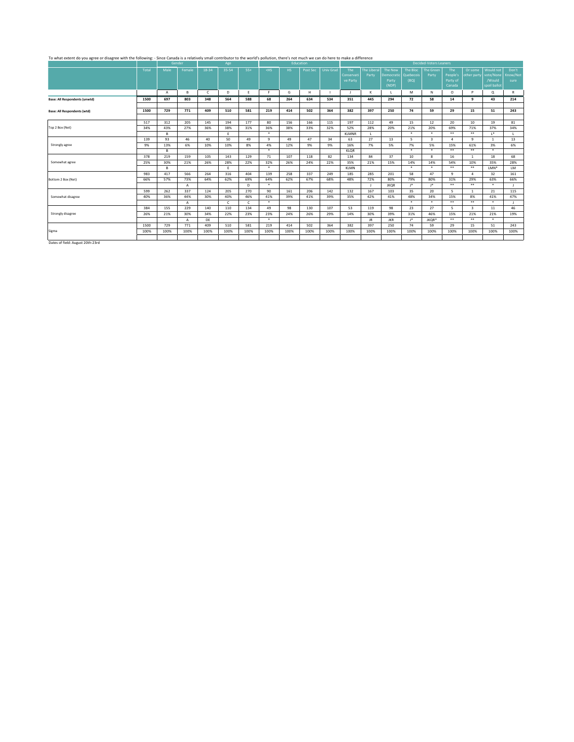To what extent do you agree or disagree with the following: - Since Canada is a relatively small contributor to the world's pollution, there's not much we can do here to make a difference

| | | Gender | | Age | | | Education | | | | Decided-Voters Leaners | | | | | | | | |
|---|---|---|---|---|---|---|---|---|---|---|---|---|---|---|---|---|---|---|---|
| | Total | Male | Female | 18-34 | 35-54 | 55+ | <HS | HS | Post Sec | Univ Grad | The Conservative Party | The Liberal Party | The New Democratic Party (NDP) | The Bloc Quebecois (BQ) | The Green Party | The People's Party of Canada | Or some other party | Would not vote/None /Would spoil ballot | Don't Know/Not sure |
| | | A | B | C | D | E | F | G | H | I | J | K | L | M | N | O | P | Q | R |
| **Base: All Respondents (unwtd)** | **1500** | **697** | **803** | **348** | **564** | **588** | **68** | **264** | **634** | **534** | **351** | **445** | **294** | **72** | **58** | **14** | **9** | **43** | **214** |
| **Base: All Respondents (wtd)** | **1500** | **729** | **771** | **409** | **510** | **581** | **219** | **414** | **502** | **364** | **382** | **397** | **250** | **74** | **59** | **29** | **15** | **51** | **243** |
| Top 2 Box (Net) | 517 | 312 | 205 | 145 | 194 | 177 | 80 | 156 | 166 | 115 | 197 | 112 | 49 | 15 | 12 | 20 | 10 | 19 | 81 |
| | 34% | 43% | 27% | 36% | 38% | 31% | 36% | 38% | 33% | 32% | 52% | 28% | 20% | 21% | 20% | 69% | 71% | 37% | 34% |
| | | B | | | E | | * | | | | KLMNR | L | | * | * | ** | ** | L* | L |
| Strongly agree | 139 | 93 | 46 | 40 | 50 | 49 | 9 | 49 | 47 | 34 | 63 | 27 | 13 | 5 | 3 | 4 | 9 | 1 | 13 |
| | 9% | 13% | 6% | 10% | 10% | 8% | 4% | 12% | 9% | 9% | 16% | 7% | 5% | 7% | 5% | 15% | 61% | 3% | 6% |
| | | B | | | | | * | | | | KLQR | | | * | * | ** | ** | * | |
| Somewhat agree | 378 | 219 | 159 | 105 | 143 | 129 | 71 | 107 | 118 | 82 | 134 | 84 | 37 | 10 | 8 | 16 | 1 | 18 | 68 |
| | 25% | 30% | 21% | 26% | 28% | 22% | 32% | 26% | 24% | 22% | 35% | 21% | 15% | 14% | 14% | 54% | 10% | 35% | 28% |
| | | B | | | E | | * | | | | KLMN | | | * | * | ** | ** | LMN* | LM |
| Bottom 2 Box (Net) | 983 | 417 | 566 | 264 | 316 | 404 | 139 | 258 | 337 | 249 | 185 | 285 | 201 | 58 | 47 | 9 | 4 | 32 | 161 |
| | 66% | 57% | 73% | 64% | 62% | 69% | 64% | 62% | 67% | 68% | 48% | 72% | 80% | 79% | 80% | 31% | 29% | 63% | 66% |
| | | | A | | | D | * | | | | | J | JKQR | J* | J* | ** | ** | * | J |
| Somewhat disagree | 599 | 262 | 337 | 124 | 205 | 270 | 90 | 161 | 206 | 142 | 132 | 167 | 103 | 35 | 20 | 5 | 1 | 21 | 115 |
| | 40% | 36% | 44% | 30% | 40% | 46% | 41% | 39% | 41% | 39% | 35% | 42% | 41% | 48% | 34% | 15% | 8% | 41% | 47% |
| | | | A | | C | C | * | | | | | | | * | * | ** | ** | * | J |
| Strongly disagree | 384 | 155 | 229 | 140 | 110 | 134 | 49 | 98 | 130 | 107 | 53 | 119 | 98 | 23 | 27 | 5 | 3 | 11 | 46 |
| | 26% | 21% | 30% | 34% | 22% | 23% | 23% | 24% | 26% | 29% | 14% | 30% | 39% | 31% | 46% | 15% | 21% | 21% | 19% |
| | | | A | DE | | | * | | | | | JR | JKR | J* | JKQR* | ** | ** | * | |
| Sigma | 1500 | 729 | 771 | 409 | 510 | 581 | 219 | 414 | 502 | 364 | 382 | 397 | 250 | 74 | 59 | 29 | 15 | 51 | 243 |
| | 100% | 100% | 100% | 100% | 100% | 100% | 100% | 100% | 100% | 100% | 100% | 100% | 100% | 100% | 100% | 100% | 100% | 100% | 100% |

Dates of field: August 20th-23rd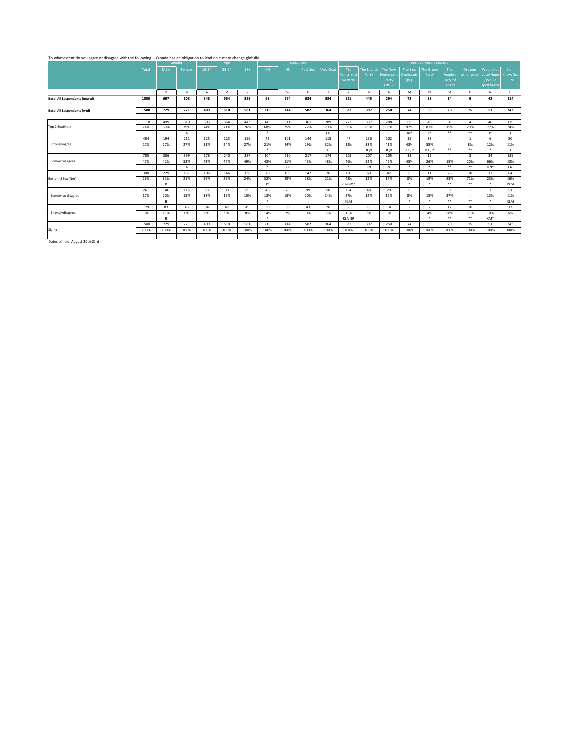To what extent do you agree or disagree with the following: - Canada has an obligation to lead on climate change globally

| | Total | Gender | | Age | | | Education | | | | Decided Voters Leaners | | | | | | | | | |
|---|---|---|---|---|---|---|---|---|---|---|---|---|---|---|---|---|---|---|---|---|
| | | Male | Female | 18-34 | 35-54 | 55+ | <HS | HS | Post Sec | Univ Grad | The Conservative Party | The Liberal Party | The New Democratic Party (NDP) | The Bloc Quebecois (BQ) | The Green Party | The People's Party of Canada | Or some other party | Would not vote/None /Would spoil ballot | Don't Know/Not sure |
| | | A | B | C | D | E | F | G | H | I | J | K | L | M | N | O | P | Q | R |
| **Base: All Respondents (unwtd)** | **1500** | **697** | **803** | **348** | **564** | **588** | **68** | **264** | **634** | **534** | **351** | **445** | **294** | **72** | **58** | **14** | **9** | **43** | **214** |
| **Base: All Respondents (wtd)** | **1500** | **729** | **771** | **409** | **510** | **581** | **219** | **414** | **502** | **364** | **382** | **397** | **250** | **74** | **59** | **29** | **15** | **51** | **243** |
| Top 2 Box (Net) | 1110 | 499 | 610 | 303 | 364 | 443 | 149 | 311 | 361 | 289 | 222 | 337 | 208 | 68 | 48 | 4 | 4 | 40 | 179 |
| | 74% | 69% | 79% | 74% | 71% | 76% | 68% | 75% | 72% | 79% | 58% | 85% | 83% | 92% | 81% | 15% | 29% | 77% | 74% |
| | | | A | | | | * | | | FH | | JR | JR | JR* | J* | ** | ** | J* | J |
| Strongly agree | 404 | 194 | 211 | 125 | 123 | 156 | 45 | 101 | 144 | 115 | 47 | 130 | 102 | 35 | 33 | - | 1 | 6 | 50 |
| | 27% | 27% | 27% | 31% | 24% | 27% | 21% | 24% | 29% | 32% | 12% | 33% | 41% | 48% | 55% | - | 8% | 12% | 21% |
| | | | | | | | * | | | G | | JQR | JQR | JKQR* | JKQR* | ** | ** | * | J |
| Somewhat agree | 705 | 306 | 399 | 178 | 240 | 287 | 104 | 210 | 217 | 174 | 175 | 207 | 105 | 33 | 15 | 4 | 3 | 34 | 129 |
| | 47% | 42% | 52% | 43% | 47% | 49% | 48% | 51% | 43% | 48% | 46% | 52% | 42% | 45% | 26% | 15% | 20% | 66% | 53% |
| | | | A | | | | * | H | | | N | LN | N | * | * | ** | ** | JLN* | LN |
| Bottom 2 Box (Net) | 390 | 229 | 161 | 106 | 146 | 138 | 70 | 103 | 142 | 76 | 160 | 60 | 42 | 6 | 11 | 25 | 10 | 12 | 64 |
| | 26% | 31% | 21% | 26% | 29% | 24% | 32% | 25% | 28% | 21% | 42% | 15% | 17% | 8% | 19% | 85% | 71% | 23% | 26% |
| | | B | | | | | I* | | I | | KLMNQR | | | * | * | ** | ** | * | KLM |
| Somewhat disagree | 261 | 146 | 115 | 73 | 99 | 89 | 40 | 73 | 99 | 50 | 104 | 48 | 29 | 6 | 9 | 8 | - | 7 | 51 |
| | 17% | 20% | 15% | 18% | 19% | 15% | 18% | 18% | 20% | 14% | 27% | 12% | 12% | 8% | 15% | 27% | - | 13% | 21% |
| | | B | | | | | * | | I | | KLM | | | * | * | ** | ** | * | KLM |
| Strongly disagree | 129 | 83 | 46 | 34 | 47 | 49 | 30 | 30 | 43 | 26 | 56 | 11 | 14 | - | 2 | 17 | 10 | 5 | 13 |
| | 9% | 11% | 6% | 8% | 9% | 8% | 14% | 7% | 9% | 7% | 15% | 3% | 5% | - | 4% | 58% | 71% | 10% | 6% |
| | | B | | | | | * | | | | KLMNR | | | * | * | ** | ** | KM* | |
| Sigma | 1500 | 729 | 771 | 409 | 510 | 581 | 219 | 414 | 502 | 364 | 382 | 397 | 250 | 74 | 59 | 29 | 15 | 51 | 243 |
| | 100% | 100% | 100% | 100% | 100% | 100% | 100% | 100% | 100% | 100% | 100% | 100% | 100% | 100% | 100% | 100% | 100% | 100% | 100% |

Dates of field: August 20th-23rd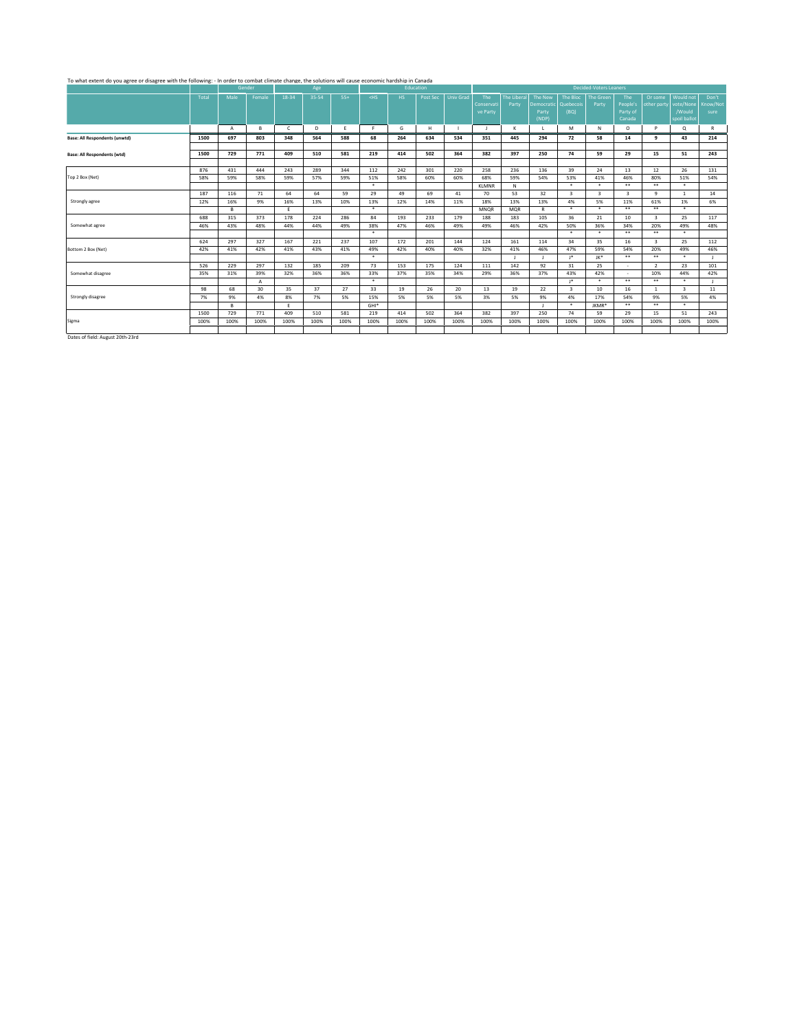To what extent do you agree or disagree with the following: - In order to combat climate change, the solutions will cause economic hardship in Canada

| | Total | Gender | | Age | | | Education | | | | Decided-Voters Leaners | | | | | | | | |
|---|---|---|---|---|---|---|---|---|---|---|---|---|---|---|---|---|---|---|---|
| | | Male | Female | 18-34 | 35-54 | 55+ | <HS | HS | Post Sec | Univ Grad | The Conservative Party | The Liberal Party | The New Democratic Party (NDP) | The Bloc Quebecois (BQ) | The Green Party | The People's Party of Canada | Or some other party | Would not vote/None /Would spoil ballot | Don't Know/Not sure |
| | | A | B | C | D | E | F | G | H | I | J | K | L | M | N | O | P | Q | R |
| **Base: All Respondents (unwtd)** | **1500** | **697** | **803** | **348** | **564** | **588** | **68** | **264** | **634** | **534** | **351** | **445** | **294** | **72** | **58** | **14** | **9** | **43** | **214** |
| **Base: All Respondents (wtd)** | **1500** | **729** | **771** | **409** | **510** | **581** | **219** | **414** | **502** | **364** | **382** | **397** | **250** | **74** | **59** | **29** | **15** | **51** | **243** |
| Top 2 Box (Net) | 876 | 431 | 444 | 243 | 289 | 344 | 112 | 242 | 301 | 220 | 258 | 236 | 136 | 39 | 24 | 13 | 12 | 26 | 131 |
| | 58% | 59% | 58% | 59% | 57% | 59% | 51% | 58% | 60% | 60% | 68% | 59% | 54% | 53% | 41% | 46% | 80% | 51% | 54% |
| | | | | | | | * | | | | KLMNR | N | | * | * | ** | ** | * | |
| Strongly agree | 187 | 116 | 71 | 64 | 64 | 59 | 29 | 49 | 69 | 41 | 70 | 53 | 32 | 3 | 3 | 3 | 9 | 1 | 14 |
| | 12% | 16% | 9% | 16% | 13% | 10% | 13% | 12% | 14% | 11% | 18% | 13% | 13% | 4% | 5% | 11% | 61% | 1% | 6% |
| | | B | | E | | | * | | | | MNQR | MQR | R | * | * | ** | ** | * | |
| Somewhat agree | 688 | 315 | 373 | 178 | 224 | 286 | 84 | 193 | 233 | 179 | 188 | 183 | 105 | 36 | 21 | 10 | 3 | 25 | 117 |
| | 46% | 43% | 48% | 44% | 44% | 49% | 38% | 47% | 46% | 49% | 49% | 46% | 42% | 50% | 36% | 34% | 20% | 49% | 48% |
| | | | | | | | * | | | | | | | * | * | ** | ** | * | |
| Bottom 2 Box (Net) | 624 | 297 | 327 | 167 | 221 | 237 | 107 | 172 | 201 | 144 | 124 | 161 | 114 | 34 | 35 | 16 | 3 | 25 | 112 |
| | 42% | 41% | 42% | 41% | 43% | 41% | 49% | 42% | 40% | 40% | 32% | 41% | 46% | 47% | 59% | 54% | 20% | 49% | 46% |
| | | | | | | | * | | | | | J | J | J* | JK* | ** | ** | * | J |
| Somewhat disagree | 526 | 229 | 297 | 132 | 185 | 209 | 73 | 153 | 175 | 124 | 111 | 142 | 92 | 31 | 25 | - | 2 | 23 | 101 |
| | 35% | 31% | 39% | 32% | 36% | 36% | 33% | 37% | 35% | 34% | 29% | 36% | 37% | 43% | 42% | - | 10% | 44% | 42% |
| | | | A | | | | * | | | | | | | J* | * | ** | ** | * | J |
| Strongly disagree | 98 | 68 | 30 | 35 | 37 | 27 | 33 | 19 | 26 | 20 | 13 | 19 | 22 | 3 | 10 | 16 | 1 | 3 | 11 |
| | 7% | 9% | 4% | 8% | 7% | 5% | 15% | 5% | 5% | 5% | 3% | 5% | 9% | 4% | 17% | 54% | 9% | 5% | 4% |
| | | B | | E | | | GHI* | | | | | | J | * | JKMR* | ** | ** | * | |
| Sigma | 1500 | 729 | 771 | 409 | 510 | 581 | 219 | 414 | 502 | 364 | 382 | 397 | 250 | 74 | 59 | 29 | 15 | 51 | 243 |
| | 100% | 100% | 100% | 100% | 100% | 100% | 100% | 100% | 100% | 100% | 100% | 100% | 100% | 100% | 100% | 100% | 100% | 100% | 100% |

Dates of field: August 20th-23rd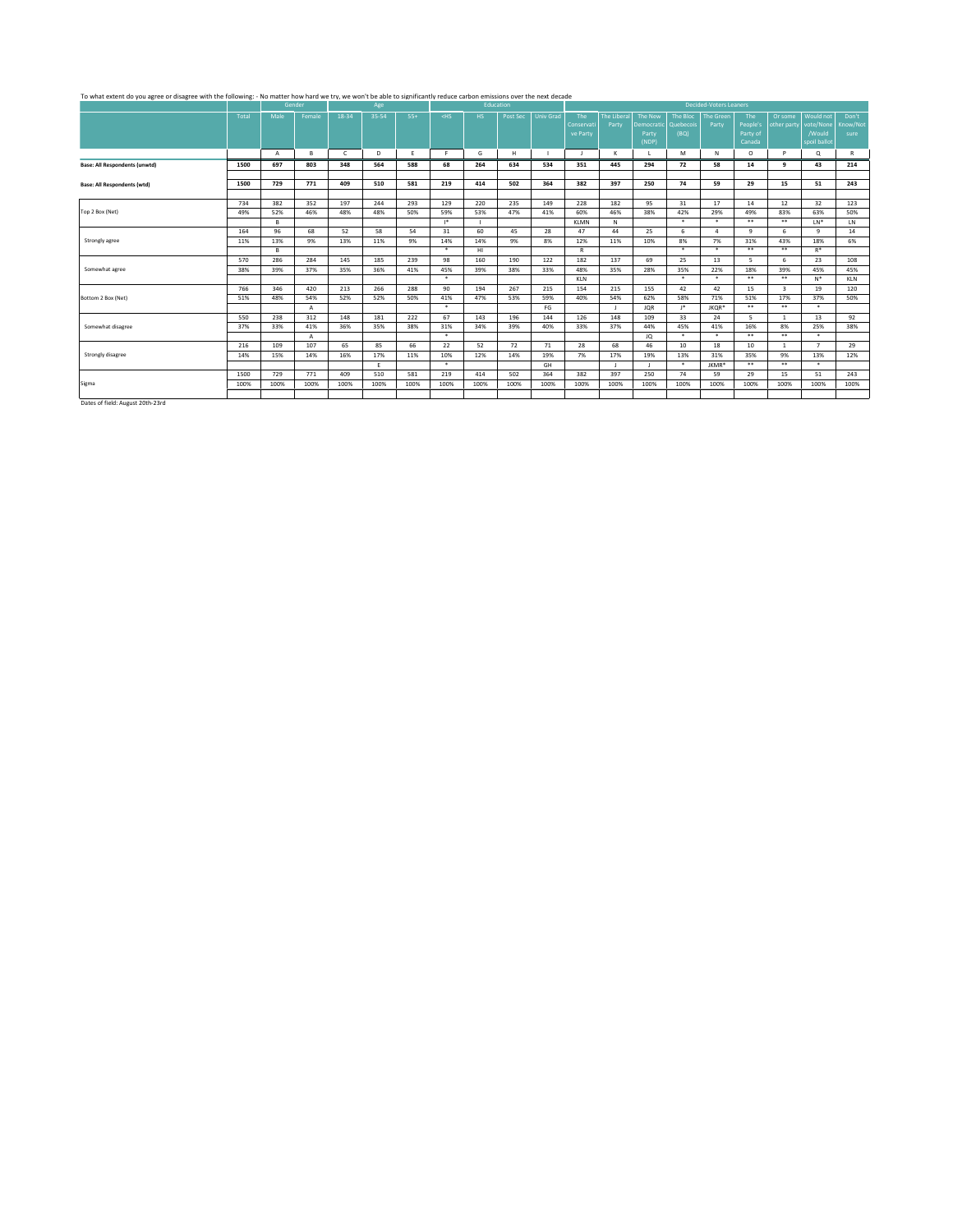To what extent do you agree or disagree with the following: - No matter how hard we try, we won't be able to significantly reduce carbon emissions over the next decade

| | | Gender | | Age | | | Education | | | | Decided Voters Leaners | | | | | | | | |
|---|---|---|---|---|---|---|---|---|---|---|---|---|---|---|---|---|---|---|---|
| | Total | Male | Female | 18-34 | 35-54 | 55+ | <HS | HS | Post Sec | Univ Grad | The Conservative Party | The Liberal Party | The New Democratic Party (NDP) | The Bloc Quebecois (BQ) | The Green Party | The People's Party of Canada | Or some other party | Would not vote/None /Would spoil ballot | Don't Know/Not sure |
| | | A | B | C | D | E | F | G | H | I | J | K | L | M | N | O | P | Q | R |
| **Base: All Respondents (unwtd)** | **1500** | **697** | **803** | **348** | **564** | **588** | **68** | **264** | **634** | **534** | **351** | **445** | **294** | **72** | **58** | **14** | **9** | **43** | **214** |
| **Base: All Respondents (wtd)** | **1500** | **729** | **771** | **409** | **510** | **581** | **219** | **414** | **502** | **364** | **382** | **397** | **250** | **74** | **59** | **29** | **15** | **51** | **243** |
| Top 2 Box (Net) | 734 | 382 | 352 | 197 | 244 | 293 | 129 | 220 | 235 | 149 | 228 | 182 | 95 | 31 | 17 | 14 | 12 | 32 | 123 |
| | 49% | 52% | 46% | 48% | 48% | 50% | 59% | 53% | 47% | 41% | 60% | 46% | 38% | 42% | 29% | 49% | 83% | 63% | 50% |
| | | B | | | | | I* | I | | | KLMN | N | | * | * | ** | ** | LN* | LN |
| Strongly agree | 164 | 96 | 68 | 52 | 58 | 54 | 31 | 60 | 45 | 28 | 47 | 44 | 25 | 6 | 4 | 9 | 6 | 9 | 14 |
| | 11% | 13% | 9% | 13% | 11% | 9% | 14% | 14% | 9% | 8% | 12% | 11% | 10% | 8% | 7% | 31% | 43% | 18% | 6% |
| | | B | | | | | * | HI | | | R | | | * | * | ** | ** | R* | |
| Somewhat agree | 570 | 286 | 284 | 145 | 185 | 239 | 98 | 160 | 190 | 122 | 182 | 137 | 69 | 25 | 13 | 5 | 6 | 23 | 108 |
| | 38% | 39% | 37% | 35% | 36% | 41% | 45% | 39% | 38% | 33% | 48% | 35% | 28% | 35% | 22% | 18% | 39% | 45% | 45% |
| | | | | | | | * | | | | KLN | | | * | * | ** | ** | N* | KLN |
| Bottom 2 Box (Net) | 766 | 346 | 420 | 213 | 266 | 288 | 90 | 194 | 267 | 215 | 154 | 215 | 155 | 42 | 42 | 15 | 3 | 19 | 120 |
| | 51% | 48% | 54% | 52% | 52% | 50% | 41% | 47% | 53% | 59% | 40% | 54% | 62% | 58% | 71% | 51% | 17% | 37% | 50% |
| | | | A | | | | * | | | FG | | J | JQR | J* | JKQR* | ** | ** | * | |
| Somewhat disagree | 550 | 238 | 312 | 148 | 181 | 222 | 67 | 143 | 196 | 144 | 126 | 148 | 109 | 33 | 24 | 5 | 1 | 13 | 92 |
| | 37% | 33% | 41% | 36% | 35% | 38% | 31% | 34% | 39% | 40% | 33% | 37% | 44% | 45% | 41% | 16% | 8% | 25% | 38% |
| | | | A | | | | * | | | | | | JQ | * | * | ** | ** | * | |
| Strongly disagree | 216 | 109 | 107 | 65 | 85 | 66 | 22 | 52 | 72 | 71 | 28 | 68 | 46 | 10 | 18 | 10 | 1 | 7 | 29 |
| | 14% | 15% | 14% | 16% | 17% | 11% | 10% | 12% | 14% | 19% | 7% | 17% | 19% | 13% | 31% | 35% | 9% | 13% | 12% |
| | | | | | E | | * | | | GH | | J | J | * | JKMR* | ** | ** | * | |
| Sigma | 1500 | 729 | 771 | 409 | 510 | 581 | 219 | 414 | 502 | 364 | 382 | 397 | 250 | 74 | 59 | 29 | 15 | 51 | 243 |
| | 100% | 100% | 100% | 100% | 100% | 100% | 100% | 100% | 100% | 100% | 100% | 100% | 100% | 100% | 100% | 100% | 100% | 100% | 100% |

Dates of field: August 20th-23rd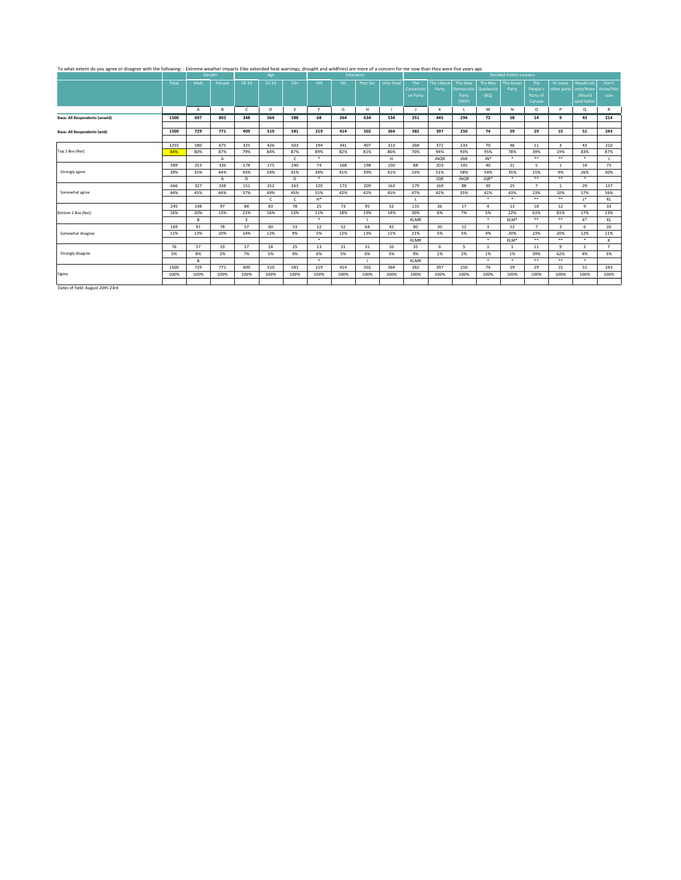To what extent do you agree or disagree with the following: - Extreme weather impacts (like extended heat warnings, drought and wildfires) are more of a concern for me now than they were five years ago

| | Total | Gender | | Age | | | Education | | | | Decided-Voters Leaners | | | | | | | | |
|---|---|---|---|---|---|---|---|---|---|---|---|---|---|---|---|---|---|---|---|
| | Total | Male | Female | 18-34 | 35-54 | 55+ | <HS | HS | Post Sec | Univ Grad | The Conservative Party | The Liberal Party | The New Democratic Party (NDP) | The Bloc Quebecois (BQ) | The Green Party | The People's Party of Canada | Or some other party | Would not vote/None /Would spoil ballot | Don't Know/Not sure |
| | | A | B | C | D | E | F | G | H | I | J | K | L | M | N | O | P | Q | R |
| Base: All Respondents (unwtd) | 1500 | 697 | 803 | 348 | 564 | 588 | 68 | 264 | 634 | 534 | 351 | 445 | 294 | 72 | 58 | 14 | 9 | 43 | 214 |
| Base: All Respondents (wtd) | 1500 | 729 | 771 | 409 | 510 | 581 | 219 | 414 | 502 | 364 | 382 | 397 | 250 | 74 | 59 | 29 | 15 | 51 | 243 |
| Top 2 Box (Net) | 1255 | 580 | 675 | 325 | 426 | 503 | 194 | 341 | 407 | 313 | 268 | 372 | 233 | 70 | 46 | 11 | 3 | 43 | 210 |
| | 84% | 80% | 87% | 79% | 84% | 87% | 89% | 82% | 81% | 86% | 70% | 94% | 93% | 95% | 78% | 39% | 19% | 83% | 87% |
| | | | A | | | C | * | | | H | | JNQR | JNR | JN* | * | ** | ** | * | J |
| Strongly agree | 589 | 253 | 336 | 174 | 175 | 240 | 74 | 168 | 198 | 150 | 88 | 203 | 145 | 40 | 21 | 5 | 1 | 14 | 73 |
| | 39% | 35% | 44% | 43% | 34% | 41% | 34% | 41% | 39% | 41% | 23% | 51% | 58% | 54% | 35% | 15% | 9% | 26% | 30% |
| | | | A | D | | D | * | | | | | JQR | JNQR | JQR* | * | ** | ** | * | |
| Somewhat agree | 666 | 327 | 338 | 151 | 252 | 263 | 120 | 173 | 209 | 163 | 179 | 169 | 88 | 30 | 25 | 7 | 1 | 29 | 137 |
| | 44% | 45% | 44% | 37% | 49% | 45% | 55% | 42% | 42% | 45% | 47% | 42% | 35% | 41% | 43% | 23% | 10% | 57% | 56% |
| | | | | | C | C | H* | | | | L | | | * | * | ** | ** | L* | KL |
| Bottom 2 Box (Net) | 245 | 148 | 97 | 84 | 83 | 78 | 25 | 73 | 95 | 52 | 115 | 26 | 17 | 4 | 13 | 18 | 12 | 9 | 33 |
| | 16% | 20% | 13% | 21% | 16% | 13% | 11% | 18% | 19% | 14% | 30% | 6% | 7% | 5% | 22% | 61% | 81% | 17% | 13% |
| | | B | | E | | | * | | I | | KLMR | | | * | KLM* | ** | ** | K* | KL |
| Somewhat disagree | 169 | 91 | 78 | 57 | 60 | 53 | 12 | 52 | 64 | 42 | 80 | 20 | 12 | 3 | 12 | 7 | 3 | 6 | 26 |
| | 11% | 13% | 10% | 14% | 12% | 9% | 5% | 12% | 13% | 11% | 21% | 5% | 5% | 4% | 20% | 23% | 20% | 12% | 11% |
| | | | | | | | * | | | | KLMR | | | * | KLM* | ** | ** | * | K |
| Strongly disagree | 76 | 57 | 19 | 27 | 24 | 25 | 13 | 21 | 31 | 10 | 35 | 6 | 5 | 1 | 1 | 11 | 9 | 2 | 7 |
| | 5% | 8% | 2% | 7% | 5% | 4% | 6% | 5% | 6% | 3% | 9% | 1% | 2% | 1% | 1% | 39% | 62% | 4% | 3% |
| | | B | | | | | * | | I | | KLMR | | | * | * | ** | ** | * | |
| Sigma | 1500 | 729 | 771 | 409 | 510 | 581 | 219 | 414 | 502 | 364 | 382 | 397 | 250 | 74 | 59 | 29 | 15 | 51 | 243 |
| | 100% | 100% | 100% | 100% | 100% | 100% | 100% | 100% | 100% | 100% | 100% | 100% | 100% | 100% | 100% | 100% | 100% | 100% | 100% |

Dates of field: August 20th-23rd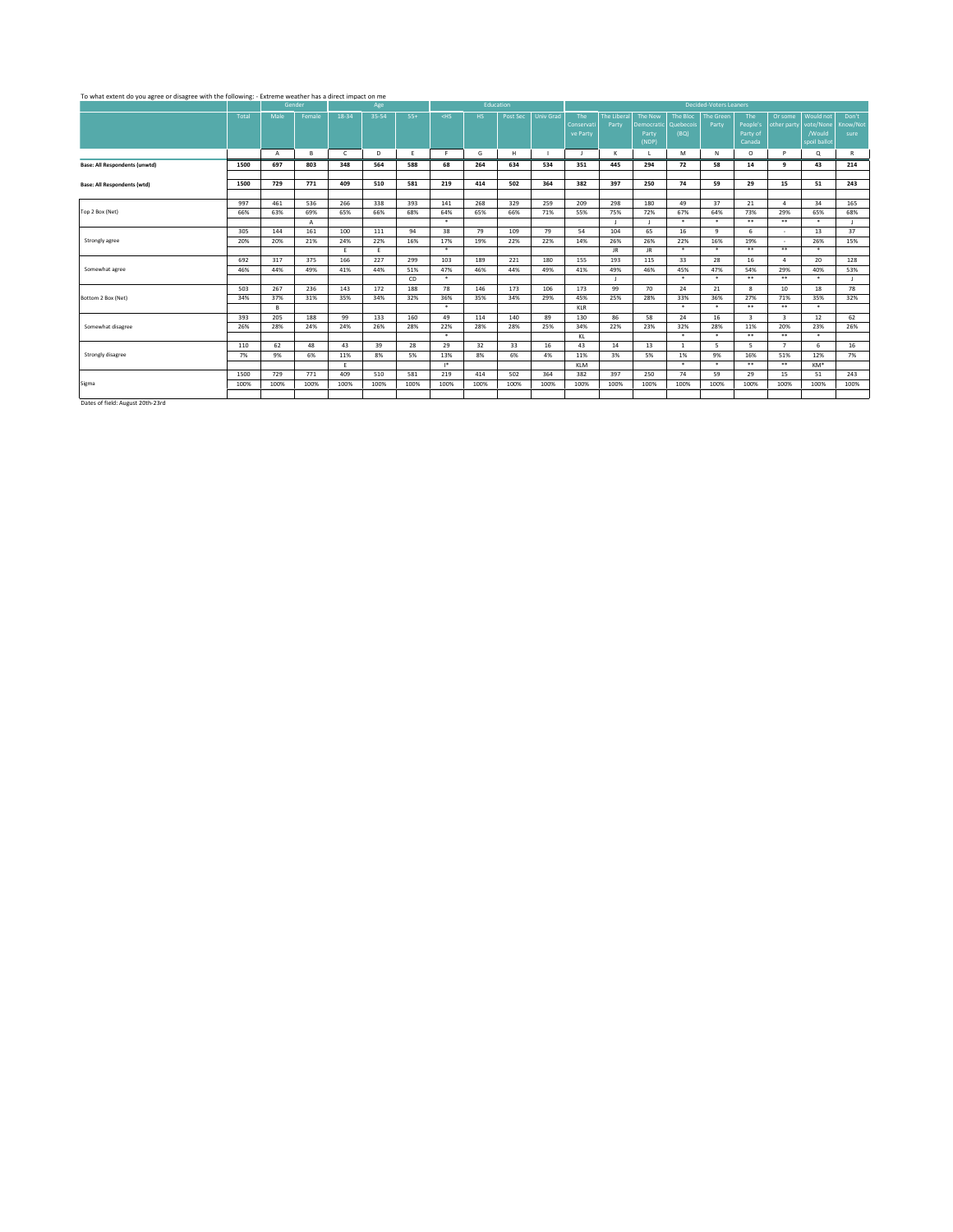To what extent do you agree or disagree with the following: - Extreme weather has a direct impact on me

| | Total | Gender | | Age | | | Education | | | | Decided-Voters Leaners | | | | | | | | |
|---|---|---|---|---|---|---|---|---|---|---|---|---|---|---|---|---|---|---|---|
| | | Male | Female | 18-34 | 35-54 | 55+ | <HS | HS | Post Sec | Univ Grad | The Conservative Party | The Liberal Party | The New Democratic Party (NDP) | The Bloc Quebecois (BQ) | The Green Party | The People's Party of Canada | Or some other party | Would not vote/None /Would spoil ballot | Don't Know/Not sure |
| | | A | B | C | D | E | F | G | H | I | J | K | L | M | N | O | P | Q | R |
| **Base: All Respondents (unwtd)** | **1500** | **697** | **803** | **348** | **564** | **588** | **68** | **264** | **634** | **534** | **351** | **445** | **294** | **72** | **58** | **14** | **9** | **43** | **214** |
| **Base: All Respondents (wtd)** | **1500** | **729** | **771** | **409** | **510** | **581** | **219** | **414** | **502** | **364** | **382** | **397** | **250** | **74** | **59** | **29** | **15** | **51** | **243** |
| Top 2 Box (Net) | 997 | 461 | 536 | 266 | 338 | 393 | 141 | 268 | 329 | 259 | 209 | 298 | 180 | 49 | 37 | 21 | 4 | 34 | 165 |
| | 66% | 63% | 69% | 65% | 66% | 68% | 64% | 65% | 66% | 71% | 55% | 75% | 72% | 67% | 64% | 73% | 29% | 65% | 68% |
| | | | A | | | | * | | | | | J | J | * | * | ** | ** | * | J |
| Strongly agree | 305 | 144 | 161 | 100 | 111 | 94 | 38 | 79 | 109 | 79 | 54 | 104 | 65 | 16 | 9 | 6 | - | 13 | 37 |
| | 20% | 20% | 21% | 24% | 22% | 16% | 17% | 19% | 22% | 22% | 14% | 26% | 26% | 22% | 16% | 19% | - | 26% | 15% |
| | | | | E | E | | * | | | | | JR | JR | * | * | ** | ** | * | |
| Somewhat agree | 692 | 317 | 375 | 166 | 227 | 299 | 103 | 189 | 221 | 180 | 155 | 193 | 115 | 33 | 28 | 16 | 4 | 20 | 128 |
| | 46% | 44% | 49% | 41% | 44% | 51% | 47% | 46% | 44% | 49% | 41% | 49% | 46% | 45% | 47% | 54% | 29% | 40% | 53% |
| | | | | | | CD | * | | | | | J | | * | * | ** | ** | * | J |
| Bottom 2 Box (Net) | 503 | 267 | 236 | 143 | 172 | 188 | 78 | 146 | 173 | 106 | 173 | 99 | 70 | 24 | 21 | 8 | 10 | 18 | 78 |
| | 34% | 37% | 31% | 35% | 34% | 32% | 36% | 35% | 34% | 29% | 45% | 25% | 28% | 33% | 36% | 27% | 71% | 35% | 32% |
| | | B | | | | | * | | | | KLR | | | * | * | ** | ** | * | |
| Somewhat disagree | 393 | 205 | 188 | 99 | 133 | 160 | 49 | 114 | 140 | 89 | 130 | 86 | 58 | 24 | 16 | 3 | 3 | 12 | 62 |
| | 26% | 28% | 24% | 24% | 26% | 28% | 22% | 28% | 28% | 25% | 34% | 22% | 23% | 32% | 28% | 11% | 20% | 23% | 26% |
| | | | | | | | * | | | | KL | | | * | * | ** | ** | * | |
| Strongly disagree | 110 | 62 | 48 | 43 | 39 | 28 | 29 | 32 | 33 | 16 | 43 | 14 | 13 | 1 | 5 | 5 | 7 | 6 | 16 |
| | 7% | 9% | 6% | 11% | 8% | 5% | 13% | 8% | 6% | 4% | 11% | 3% | 5% | 1% | 9% | 16% | 51% | 12% | 7% |
| | | | | E | | | I* | | | | KLM | | | * | * | ** | ** | KM* | |
| Sigma | 1500 | 729 | 771 | 409 | 510 | 581 | 219 | 414 | 502 | 364 | 382 | 397 | 250 | 74 | 59 | 29 | 15 | 51 | 243 |
| | 100% | 100% | 100% | 100% | 100% | 100% | 100% | 100% | 100% | 100% | 100% | 100% | 100% | 100% | 100% | 100% | 100% | 100% | 100% |

Dates of field: August 20th-23rd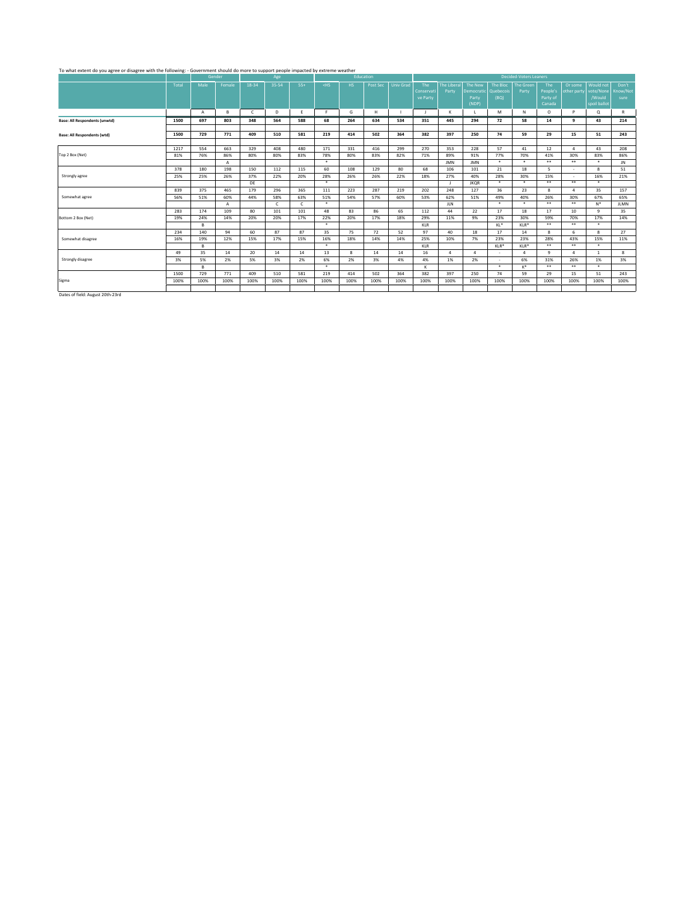To what extent do you agree or disagree with the following: - Government should do more to support people impacted by extreme weather

| | Total | Gender | | Age | | | Education | | | | Decided-Voters Leaners | | | | | | | | |
|---|---|---|---|---|---|---|---|---|---|---|---|---|---|---|---|---|---|---|---|
| | Total | Male | Female | 18-34 | 35-54 | 55+ | <HS | HS | Post Sec | Univ Grad | The Conservative Party | The Liberal Party | The New Democratic Party (NDP) | The Bloc Quebecois (BQ) | The Green Party | The People's Party of Canada | Or some other party | Would not vote/None /Would spoil ballot | Don't Know/Not sure |
| | | A | B | C | D | E | F | G | H | I | J | K | L | M | N | O | P | Q | R |
| **Base: All Respondents (unwtd)** | **1500** | **697** | **803** | **348** | **564** | **588** | **68** | **264** | **634** | **534** | **351** | **445** | **294** | **72** | **58** | **14** | **9** | **43** | **214** |
| **Base: All Respondents (wtd)** | **1500** | **729** | **771** | **409** | **510** | **581** | **219** | **414** | **502** | **364** | **382** | **397** | **250** | **74** | **59** | **29** | **15** | **51** | **243** |
| Top 2 Box (Net) | 1217 | 554 | 663 | 329 | 408 | 480 | 171 | 331 | 416 | 299 | 270 | 353 | 228 | 57 | 41 | 12 | 4 | 43 | 208 |
| | 81% | 76% | 86% | 80% | 80% | 83% | 78% | 80% | 83% | 82% | 71% | 89% | 91% | 77% | 70% | 41% | 30% | 83% | 86% |
| | | | A | | | | * | | | | | JMN | JMN | * | * | ** | ** | * | JN |
| Strongly agree | 378 | 180 | 198 | 150 | 112 | 115 | 60 | 108 | 129 | 80 | 68 | 106 | 101 | 21 | 18 | 5 | - | 8 | 51 |
| | 25% | 25% | 26% | 37% | 22% | 20% | 28% | 26% | 26% | 22% | 18% | 27% | 40% | 28% | 30% | 15% | - | 16% | 21% |
| | | | | DE | | | * | | | | | J | JKQR | * | * | ** | ** | * | |
| Somewhat agree | 839 | 375 | 465 | 179 | 296 | 365 | 111 | 223 | 287 | 219 | 202 | 248 | 127 | 36 | 23 | 8 | 4 | 35 | 157 |
| | 56% | 51% | 60% | 44% | 58% | 63% | 51% | 54% | 57% | 60% | 53% | 62% | 51% | 49% | 40% | 26% | 30% | 67% | 65% |
| | | | A | | C | C | * | | | | | JLN | | * | * | ** | ** | N* | JLMN |
| Bottom 2 Box (Net) | 283 | 174 | 109 | 80 | 101 | 101 | 48 | 83 | 86 | 65 | 112 | 44 | 22 | 17 | 18 | 17 | 10 | 9 | 35 |
| | 19% | 24% | 14% | 20% | 20% | 17% | 22% | 20% | 17% | 18% | 29% | 11% | 9% | 23% | 30% | 59% | 70% | 17% | 14% |
| | | B | | | | | * | | | | KLR | | | KL* | KLR* | ** | ** | * | |
| Somewhat disagree | 234 | 140 | 94 | 60 | 87 | 87 | 35 | 75 | 72 | 52 | 97 | 40 | 18 | 17 | 14 | 8 | 6 | 8 | 27 |
| | 16% | 19% | 12% | 15% | 17% | 15% | 16% | 18% | 14% | 14% | 25% | 10% | 7% | 23% | 23% | 28% | 43% | 15% | 11% |
| | | B | | | | | * | | | | KLR | | | KLR* | KLR* | ** | ** | * | |
| Strongly disagree | 49 | 35 | 14 | 20 | 14 | 14 | 13 | 8 | 14 | 14 | 16 | 4 | 4 | - | 4 | 9 | 4 | 1 | 8 |
| | 3% | 5% | 2% | 5% | 3% | 2% | 6% | 2% | 3% | 4% | 4% | 1% | 2% | - | 6% | 31% | 26% | 1% | 3% |
| | | B | | | | | * | | | | K | | | * | K* | ** | ** | * | |
| Sigma | 1500 | 729 | 771 | 409 | 510 | 581 | 219 | 414 | 502 | 364 | 382 | 397 | 250 | 74 | 59 | 29 | 15 | 51 | 243 |
| | 100% | 100% | 100% | 100% | 100% | 100% | 100% | 100% | 100% | 100% | 100% | 100% | 100% | 100% | 100% | 100% | 100% | 100% | 100% |

Dates of field: August 20th-23rd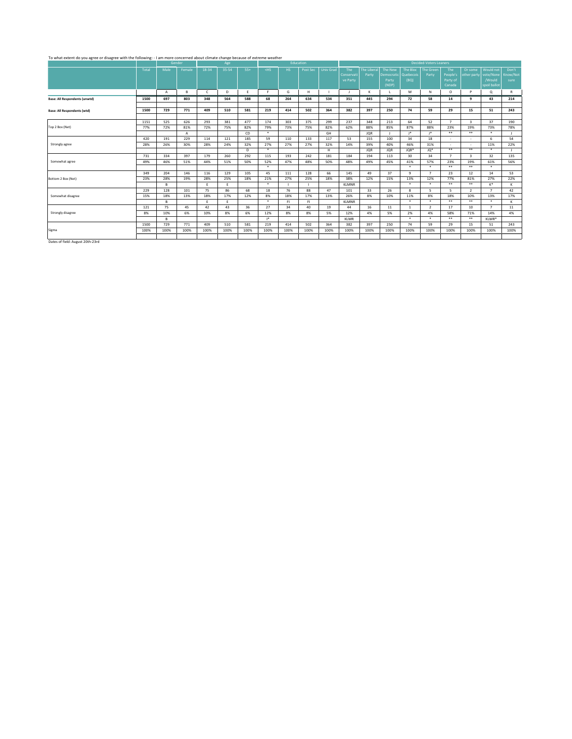To what extent do you agree or disagree with the following: - I am more concerned about climate change because of extreme weather

| | Total | Gender | | Age | | | Education | | | | Decided Voters Leaners | | | | | | | | |
|---|---|---|---|---|---|---|---|---|---|---|---|---|---|---|---|---|---|---|---|
| | | Male | Female | 18-34 | 35-54 | 55+ | <HS | HS | Post Sec | Univ Grad | The Conservative Party | The Liberal Party | The New Democratic Party (NDP) | The Bloc Quebecois (BQ) | The Green Party | The People's Party of Canada | Or some other party | Would not vote/None /Would spoil ballot | Don't Know/Not sure |
| | | A | B | C | D | E | F | G | H | I | J | K | L | M | N | O | P | Q | R |
| **Base: All Respondents (unwtd)** | **1500** | **697** | **803** | **348** | **564** | **588** | **68** | **264** | **634** | **534** | **351** | **445** | **294** | **72** | **58** | **14** | **9** | **43** | **214** |
| **Base: All Respondents (wtd)** | **1500** | **729** | **771** | **409** | **510** | **581** | **219** | **414** | **502** | **364** | **382** | **397** | **250** | **74** | **59** | **29** | **15** | **51** | **243** |
| Top 2 Box (Net) | 1151 | 525 | 626 | 293 | 381 | 477 | 174 | 303 | 375 | 299 | 237 | 348 | 213 | 64 | 52 | 7 | 3 | 37 | 190 |
| | 77% | 72% | 81% | 72% | 75% | 82% | 79% | 73% | 75% | 82% | 62% | 88% | 85% | 87% | 88% | 23% | 19% | 73% | 78% |
| | | | A | | | CD | * | | | GH | | JQR | J | J* | J* | ** | ** | * | J |
| Strongly agree | 420 | 191 | 229 | 114 | 121 | 185 | 59 | 110 | 133 | 117 | 53 | 155 | 100 | 34 | 18 | - | - | 6 | 54 |
| | 28% | 26% | 30% | 28% | 24% | 32% | 27% | 27% | 27% | 32% | 14% | 39% | 40% | 46% | 31% | - | - | 11% | 22% |
| | | | | | | D | * | | | H | | JQR | JQR | JQR* | JQ* | ** | ** | * | J |
| Somewhat agree | 731 | 334 | 397 | 179 | 260 | 292 | 115 | 193 | 242 | 181 | 184 | 194 | 113 | 30 | 34 | 7 | 3 | 32 | 135 |
| | 49% | 46% | 51% | 44% | 51% | 50% | 52% | 47% | 48% | 50% | 48% | 49% | 45% | 41% | 57% | 23% | 19% | 61% | 56% |
| | | | | | | | * | | | | | | | * | * | ** | ** | * | |
| Bottom 2 Box (Net) | 349 | 204 | 146 | 116 | 129 | 105 | 45 | 111 | 128 | 66 | 145 | 49 | 37 | 9 | 7 | 23 | 12 | 14 | 53 |
| | 23% | 28% | 19% | 28% | 25% | 18% | 21% | 27% | 25% | 18% | 38% | 12% | 15% | 13% | 12% | 77% | 81% | 27% | 22% |
| | | B | | E | E | | * | I | I | | KLMNR | | | * | * | ** | ** | K* | K |
| Somewhat disagree | 229 | 128 | 101 | 75 | 86 | 68 | 18 | 76 | 88 | 47 | 101 | 33 | 26 | 8 | 5 | 5 | 2 | 7 | 42 |
| | 15% | 18% | 13% | 18% | 17% | 12% | 8% | 18% | 17% | 13% | 26% | 8% | 10% | 11% | 8% | 18% | 10% | 13% | 17% |
| | | B | | E | E | | * | FI | FI | | KLMNR | | | * | * | ** | ** | * | K |
| Strongly disagree | 121 | 75 | 45 | 42 | 43 | 36 | 27 | 34 | 40 | 19 | 44 | 16 | 11 | 1 | 2 | 17 | 10 | 7 | 11 |
| | 8% | 10% | 6% | 10% | 8% | 6% | 12% | 8% | 8% | 5% | 12% | 4% | 5% | 2% | 4% | 58% | 71% | 14% | 4% |
| | | B | | | | | I* | | | | KLMR | | | * | * | ** | ** | KLMR* | |
| Sigma | 1500 | 729 | 771 | 409 | 510 | 581 | 219 | 414 | 502 | 364 | 382 | 397 | 250 | 74 | 59 | 29 | 15 | 51 | 243 |
| | 100% | 100% | 100% | 100% | 100% | 100% | 100% | 100% | 100% | 100% | 100% | 100% | 100% | 100% | 100% | 100% | 100% | 100% | 100% |

Dates of field: August 20th-23rd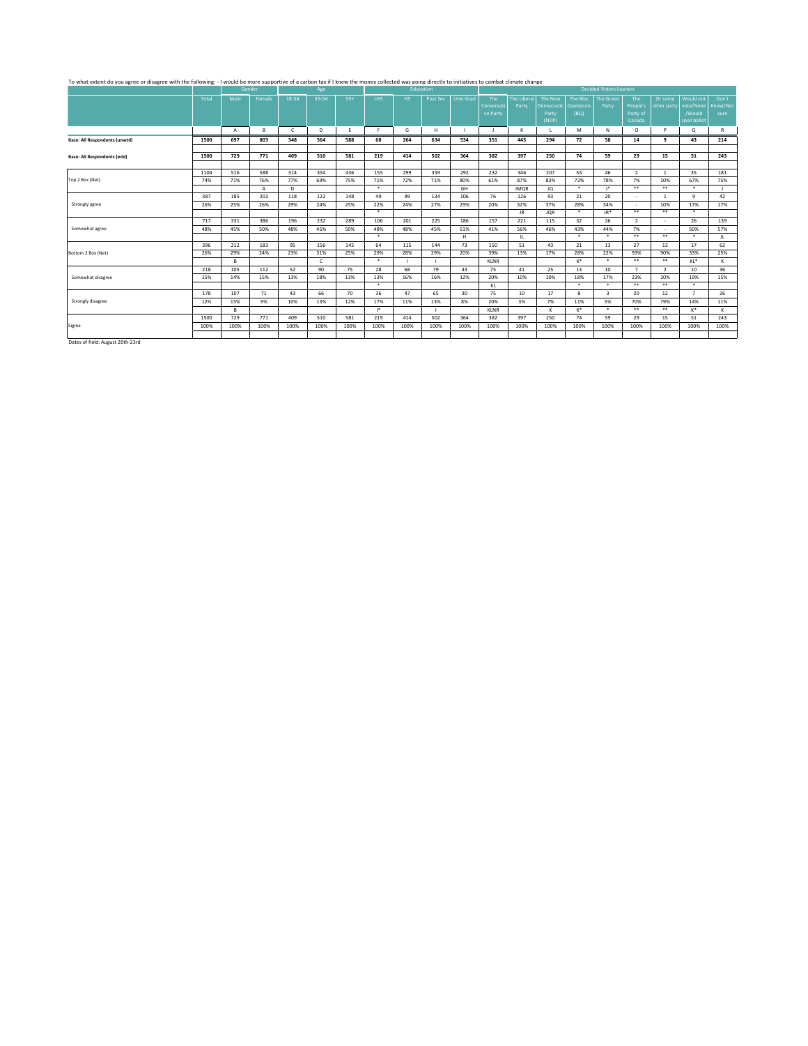To what extent do you agree or disagree with the following: - I would be more supportive of a carbon tax if I knew the money collected was going directly to initiatives to combat climate change

| | Total | Gender | | Age | | | Education | | | | Decided-Voters Leaners | | | | | | | | |
|---|---|---|---|---|---|---|---|---|---|---|---|---|---|---|---|---|---|---|---|
| | | Male | Female | 18-34 | 35-54 | 55+ | <HS | HS | Post Sec | Univ Grad | The Conservative Party | The Liberal Party | The New Democratic Party (NDP) | The Bloc Quebecois (BQ) | The Green Party | The People's Party of Canada | Or some other party | Would not vote/None /Would spoil ballot | Don't Know/Not sure |
| | | A | B | C | D | E | F | G | H | I | J | K | L | M | N | O | P | Q | R |
| **Base: All Respondents (unwtd)** | **1500** | **697** | **803** | **348** | **564** | **588** | **68** | **264** | **634** | **534** | **351** | **445** | **294** | **72** | **58** | **14** | **9** | **43** | **214** |
| **Base: All Respondents (wtd)** | **1500** | **729** | **771** | **409** | **510** | **581** | **219** | **414** | **502** | **364** | **382** | **397** | **250** | **74** | **59** | **29** | **15** | **51** | **243** |
| Top 2 Box (Net) | 1104 | 516 | 588 | 314 | 354 | 436 | 155 | 299 | 359 | 292 | 232 | 346 | 207 | 53 | 46 | 2 | 1 | 35 | 181 |
| | 74% | 71% | 76% | 77% | 69% | 75% | 71% | 72% | 71% | 80% | 61% | 87% | 83% | 72% | 78% | 7% | 10% | 67% | 75% |
| | | | A | D | | | * | | | GH | | JMQR | JQ | * | J* | ** | ** | * | J |
| Strongly agree | 387 | 185 | 202 | 118 | 122 | 148 | 49 | 99 | 134 | 106 | 76 | 126 | 93 | 21 | 20 | - | 1 | 9 | 42 |
| | 26% | 25% | 26% | 29% | 24% | 25% | 22% | 24% | 27% | 29% | 20% | 32% | 37% | 28% | 34% | - | 10% | 17% | 17% |
| | | | | | | | * | | | | | JR | JQR | * | JR* | ** | ** | * | |
| Somewhat agree | 717 | 331 | 386 | 196 | 232 | 289 | 106 | 201 | 225 | 186 | 157 | 221 | 115 | 32 | 26 | 2 | - | 26 | 139 |
| | 48% | 45% | 50% | 48% | 45% | 50% | 48% | 48% | 45% | 51% | 41% | 56% | 46% | 43% | 44% | 7% | - | 50% | 57% |
| | | | | | | | * | | | H | | JL | | * | * | ** | ** | * | JL |
| Bottom 2 Box (Net) | 396 | 212 | 183 | 95 | 156 | 145 | 64 | 115 | 144 | 73 | 150 | 51 | 43 | 21 | 13 | 27 | 13 | 17 | 62 |
| | 26% | 29% | 24% | 23% | 31% | 25% | 29% | 28% | 29% | 20% | 39% | 13% | 17% | 28% | 22% | 93% | 90% | 33% | 25% |
| | | B | | | C | | * | I | I | | KLNR | | | K* | * | ** | ** | KL* | K |
| Somewhat disagree | 218 | 105 | 112 | 52 | 90 | 75 | 28 | 68 | 79 | 43 | 75 | 41 | 25 | 13 | 10 | 7 | 2 | 10 | 36 |
| | 15% | 14% | 15% | 13% | 18% | 13% | 13% | 16% | 16% | 12% | 20% | 10% | 10% | 18% | 17% | 23% | 10% | 19% | 15% |
| | | | | | | | * | | | | KL | | | * | * | ** | ** | * | |
| Strongly disagree | 178 | 107 | 71 | 43 | 66 | 70 | 36 | 47 | 65 | 30 | 75 | 10 | 17 | 8 | 3 | 20 | 12 | 7 | 26 |
| | 12% | 15% | 9% | 10% | 13% | 12% | 17% | 11% | 13% | 8% | 20% | 3% | 7% | 11% | 5% | 70% | 79% | 14% | 11% |
| | | B | | | | | I* | | I | | KLNR | | K | K* | * | ** | ** | K* | K |
| Sigma | 1500 | 729 | 771 | 409 | 510 | 581 | 219 | 414 | 502 | 364 | 382 | 397 | 250 | 74 | 59 | 29 | 15 | 51 | 243 |
| | 100% | 100% | 100% | 100% | 100% | 100% | 100% | 100% | 100% | 100% | 100% | 100% | 100% | 100% | 100% | 100% | 100% | 100% | 100% |

Dates of field: August 20th-23rd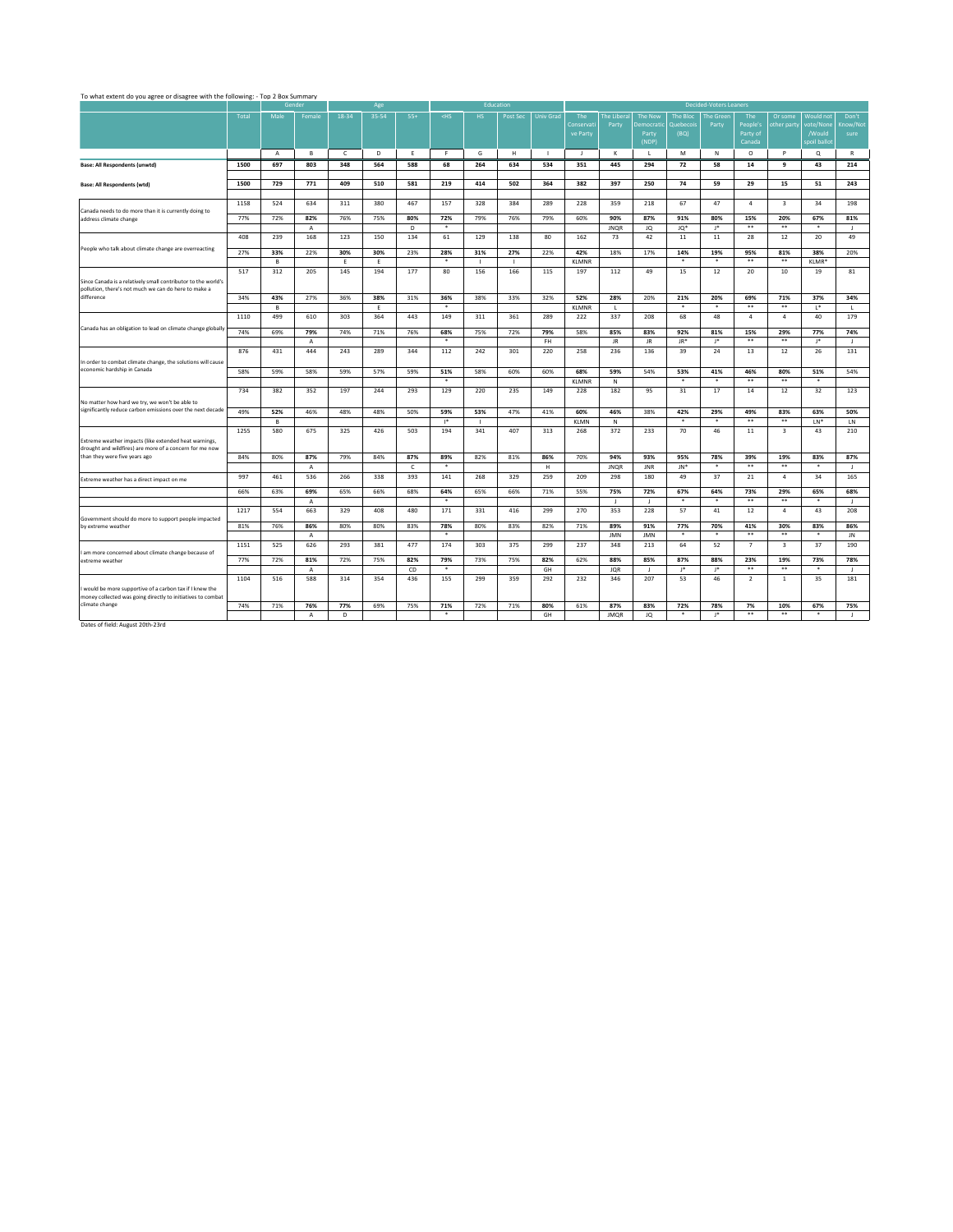To what extent do you agree or disagree with the following: - Top 2 Box Summary

| | Total | Gender | | Age | | | Education | | | | Decided-Voters Leaners | | | | | | | | |
|---|---|---|---|---|---|---|---|---|---|---|---|---|---|---|---|---|---|---|---|
| | | Male | Female | 18-34 | 35-54 | 55+ | <HS | HS | Post Sec | Univ Grad | The Conservative Party | The Liberal Party | The New Democratic Party (NDP) | The Bloc Quebecois (BQ) | The Green Party | The People's Party of Canada | Or some other party | Would not vote/None /Would spoil ballot | Don't Know/Not sure |
| | | A | B | C | D | E | F | G | H | I | J | K | L | M | N | O | P | Q | R |
| **Base: All Respondents (unwtd)** | **1500** | **697** | **803** | **348** | **564** | **588** | **68** | **264** | **634** | **534** | **351** | **445** | **294** | **72** | **58** | **14** | **9** | **43** | **214** |
| **Base: All Respondents (wtd)** | **1500** | **729** | **771** | **409** | **510** | **581** | **219** | **414** | **502** | **364** | **382** | **397** | **250** | **74** | **59** | **29** | **15** | **51** | **243** |
| Canada needs to do more than it is currently doing to address climate change | 1158 | 524 | 634 | 311 | 380 | 467 | 157 | 328 | 384 | 289 | 228 | 359 | 218 | 67 | 47 | 4 | 3 | 34 | 198 |
| | 77% | 72% | **82%** | 76% | 75% | **80%** | **72%** | 79% | 76% | 79% | 60% | **90%** | **87%** | **91%** | **80%** | **15%** | **20%** | **67%** | **81%** |
| | | | A | | | D | * | | | | | JNQR | JQ | JQ* | J* | ** | ** | * | J |
| People who talk about climate change are overreacting | 408 | 239 | 168 | 123 | 150 | 134 | 61 | 129 | 138 | 80 | 162 | 73 | 42 | 11 | 11 | 28 | 12 | 20 | 49 |
| | 27% | **33%** | 22% | **30%** | **30%** | 23% | **28%** | **31%** | **27%** | 22% | **42%** | 18% | 17% | 14% | 19% | **95%** | **81%** | **38%** | 20% |
| | | B | | E | E | | * | I | I | | KLMNR | | | * | * | ** | ** | KLMR* | |
| Since Canada is a relatively small contributor to the world's pollution, there's not much we can do here to make a difference | 517 | 312 | 205 | 145 | 194 | 177 | 80 | 156 | 166 | 115 | 197 | 112 | 49 | 15 | 12 | 20 | 10 | 19 | 81 |
| | 34% | **43%** | 27% | 36% | **38%** | 31% | **36%** | 38% | 33% | 32% | **52%** | **28%** | 20% | 21% | 20% | **69%** | **71%** | **37%** | **34%** |
| | | B | | | E | | * | | | | KLMNR | L | | * | * | ** | ** | L* | L |
| Canada has an obligation to lead on climate change globally | 1110 | 499 | 610 | 303 | 364 | 443 | 149 | 311 | 361 | 289 | 222 | 337 | 208 | 68 | 48 | 4 | 4 | 40 | 179 |
| | 74% | 69% | **79%** | 74% | 71% | 76% | **68%** | 75% | 72% | **79%** | 58% | **85%** | **83%** | **92%** | **81%** | **15%** | **29%** | **77%** | **74%** |
| | | | A | | | | * | | | FH | | JR | JR | JR* | J* | ** | ** | J* | J |
| In order to combat climate change, the solutions will cause economic hardship in Canada | 876 | 431 | 444 | 243 | 289 | 344 | 112 | 242 | 301 | 220 | 258 | 236 | 136 | 39 | 24 | 13 | 12 | 26 | 131 |
| | 58% | 59% | 58% | 59% | 57% | 59% | **51%** | 58% | 60% | 60% | **68%** | **59%** | 54% | **53%** | **41%** | **46%** | **80%** | **51%** | 54% |
| | | | | | | | * | | | | KLMNR | N | | * | * | ** | ** | * | |
| No matter how hard we try, we won't be able to significantly reduce carbon emissions over the next decade | 734 | 382 | 352 | 197 | 244 | 293 | 129 | 220 | 235 | 149 | 228 | 182 | 95 | 31 | 17 | 14 | 12 | 32 | 123 |
| | 49% | **52%** | 46% | 48% | 48% | 50% | **59%** | **53%** | 47% | 41% | **60%** | **46%** | 38% | **42%** | **29%** | **49%** | **83%** | **63%** | **50%** |
| | | B | | | | | I* | I | | | KLMN | N | | * | * | ** | ** | LN* | LN |
| Extreme weather impacts (like extended heat warnings, drought and wildfires) are more of a concern for me now than they were five years ago | 1255 | 580 | 675 | 325 | 426 | 503 | 194 | 341 | 407 | 313 | 268 | 372 | 233 | 70 | 46 | 11 | 3 | 43 | 210 |
| | 84% | 80% | **87%** | 79% | 84% | **87%** | **89%** | 82% | 81% | **86%** | 70% | **94%** | **93%** | **95%** | **78%** | **39%** | **19%** | **83%** | **87%** |
| | | | A | | | C | * | | | H | | JNQR | JNR | JN* | * | ** | ** | * | J |
| Extreme weather has a direct impact on me | 997 | 461 | 536 | 266 | 338 | 393 | 141 | 268 | 329 | 259 | 209 | 298 | 180 | 49 | 37 | 21 | 4 | 34 | 165 |
| | 66% | 63% | **69%** | 65% | 66% | 68% | **64%** | 65% | 66% | 71% | 55% | **75%** | **72%** | **67%** | **64%** | **73%** | **29%** | **65%** | **68%** |
| | | | A | | | | * | | | | | J | J | * | * | ** | ** | * | J |
| Government should do more to support people impacted by extreme weather | 1217 | 554 | 663 | 329 | 408 | 480 | 171 | 331 | 416 | 299 | 270 | 353 | 228 | 57 | 41 | 12 | 4 | 43 | 208 |
| | 81% | 76% | **86%** | 80% | 80% | 83% | **78%** | 80% | 83% | 82% | 71% | **89%** | **91%** | **77%** | **70%** | **41%** | **30%** | **83%** | **86%** |
| | | | A | | | | * | | | | | JMN | JMN | * | * | ** | ** | * | JN |
| I am more concerned about climate change because of extreme weather | 1151 | 525 | 626 | 293 | 381 | 477 | 174 | 303 | 375 | 299 | 237 | 348 | 213 | 64 | 52 | 7 | 3 | 37 | 190 |
| | 77% | 72% | **81%** | 72% | 75% | **82%** | **79%** | 73% | 75% | **82%** | 62% | **88%** | **85%** | **87%** | **88%** | **23%** | **19%** | **73%** | **78%** |
| | | | A | | | CD | * | | | GH | | JQR | J | J* | J* | ** | ** | * | J |
| I would be more supportive of a carbon tax if I knew the money collected was going directly to initiatives to combat climate change | 1104 | 516 | 588 | 314 | 354 | 436 | 155 | 299 | 359 | 292 | 232 | 346 | 207 | 53 | 46 | 2 | 1 | 35 | 181 |
| | 74% | 71% | **76%** | **77%** | 69% | 75% | **71%** | 72% | 71% | **80%** | 61% | **87%** | **83%** | **72%** | **78%** | **7%** | **10%** | **67%** | **75%** |
| | | | A | D | | | * | | | GH | | JMQR | JQ | * | J* | ** | ** | * | J |

Dates of field: August 20th-23rd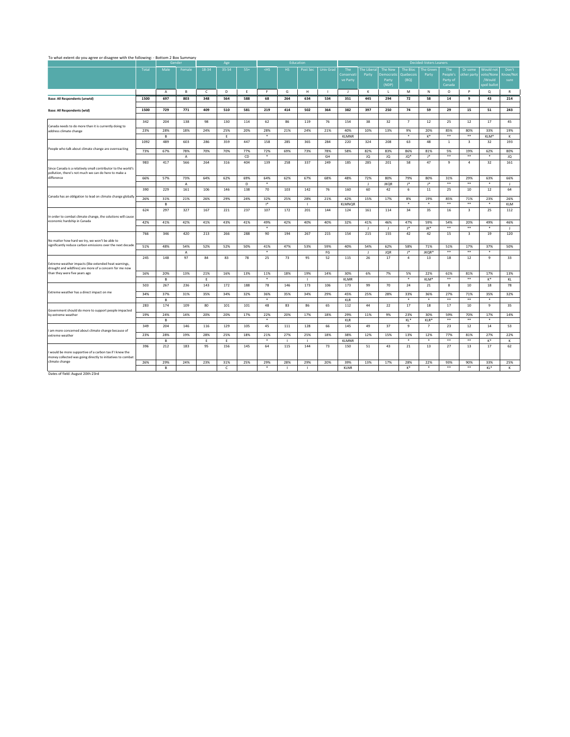To what extent do you agree or disagree with the following: - Bottom 2 Box Summary

| | Total | Gender | | Age | | | Education | | | | Decided-Voters Leaners | | | | | | | | |
|---|---|---|---|---|---|---|---|---|---|---|---|---|---|---|---|---|---|---|---|
| | | Male | Female | 18-34 | 35-54 | 55+ | <HS | HS | Post Sec | Univ Grad | The Conservative Party | The Liberal Party | The New Democratic Party (NDP) | The Bloc Quebecois (BQ) | The Green Party | The People's Party of Canada | Or some other party | Would not vote/None /Would spoil ballot | Don't Know/Not sure |
| | | A | B | C | D | E | F | G | H | I | J | K | L | M | N | O | P | Q | R |
| **Base: All Respondents (unwtd)** | **1500** | **697** | **803** | **348** | **564** | **588** | **68** | **264** | **634** | **534** | **351** | **445** | **294** | **72** | **58** | **14** | **9** | **43** | **214** |
| **Base: All Respondents (wtd)** | **1500** | **729** | **771** | **409** | **510** | **581** | **219** | **414** | **502** | **364** | **382** | **397** | **250** | **74** | **59** | **29** | **15** | **51** | **243** |
| Canada needs to do more than it is currently doing to address climate change | 342 | 204 | 138 | 98 | 130 | 114 | 62 | 86 | 119 | 76 | 154 | 38 | 32 | 7 | 12 | 25 | 12 | 17 | 45 |
| | 23% | 28% | 18% | 24% | 25% | 20% | 28% | 21% | 24% | 21% | 40% | 10% | 13% | 9% | 20% | 85% | 80% | 33% | 19% |
| | | B | | | E | | * | | | | KLMNR | | | * | K* | ** | ** | KLM* | K |
| People who talk about climate change are overreacting | 1092 | 489 | 603 | 286 | 359 | 447 | 158 | 285 | 365 | 284 | 220 | 324 | 208 | 63 | 48 | 1 | 3 | 32 | 193 |
| | 73% | 67% | 78% | 70% | 70% | 77% | 72% | 69% | 73% | 78% | 58% | 82% | 83% | 86% | 81% | 5% | 19% | 62% | 80% |
| | | | A | | | CD | * | | | GH | | JQ | JQ | JQ* | J* | ** | ** | * | JQ |
| Since Canada is a relatively small contributor to the world's pollution, there's not much we can do here to make a difference | 983 | 417 | 566 | 264 | 316 | 404 | 139 | 258 | 337 | 249 | 185 | 285 | 201 | 58 | 47 | 9 | 4 | 32 | 161 |
| | 66% | 57% | 73% | 64% | 62% | 69% | 64% | 62% | 67% | 68% | 48% | 72% | 80% | 79% | 80% | 31% | 29% | 63% | 66% |
| | | | A | | | D | * | | | | | J | JKQR | J* | J* | ** | ** | * | J |
| Canada has an obligation to lead on climate change globally | 390 | 229 | 161 | 106 | 146 | 138 | 70 | 103 | 142 | 76 | 160 | 60 | 42 | 6 | 11 | 25 | 10 | 12 | 64 |
| | 26% | 31% | 21% | 26% | 29% | 24% | 32% | 25% | 28% | 21% | 42% | 15% | 17% | 8% | 19% | 85% | 71% | 23% | 26% |
| | | B | | | | | I* | | I | | KLMNQR | | | * | * | ** | ** | * | KLM |
| In order to combat climate change, the solutions will cause economic hardship in Canada | 624 | 297 | 327 | 167 | 221 | 237 | 107 | 172 | 201 | 144 | 124 | 161 | 114 | 34 | 35 | 16 | 3 | 25 | 112 |
| | 42% | 41% | 42% | 41% | 43% | 41% | 49% | 42% | 40% | 40% | 32% | 41% | 46% | 47% | 59% | 54% | 20% | 49% | 46% |
| | | | | | | | * | | | | | J | J | J* | JK* | ** | ** | * | J |
| No matter how hard we try, we won't be able to significantly reduce carbon emissions over the next decade | 766 | 346 | 420 | 213 | 266 | 288 | 90 | 194 | 267 | 215 | 154 | 215 | 155 | 42 | 42 | 15 | 3 | 19 | 120 |
| | 51% | 48% | 54% | 52% | 52% | 50% | 41% | 47% | 53% | 59% | 40% | 54% | 62% | 58% | 71% | 51% | 17% | 37% | 50% |
| | | | A | | | | * | | | FG | | J | JQR | J* | JKQR* | ** | ** | * | |
| Extreme weather impacts (like extended heat warnings, drought and wildfires) are more of a concern for me now than they were five years ago | 245 | 148 | 97 | 84 | 83 | 78 | 25 | 73 | 95 | 52 | 115 | 26 | 17 | 4 | 13 | 18 | 12 | 9 | 33 |
| | 16% | 20% | 13% | 21% | 16% | 13% | 11% | 18% | 19% | 14% | 30% | 6% | 7% | 5% | 22% | 61% | 81% | 17% | 13% |
| | | B | | E | | | * | | I | | KLMR | | | * | KLM* | ** | ** | K* | KL |
| Extreme weather has a direct impact on me | 503 | 267 | 236 | 143 | 172 | 188 | 78 | 146 | 173 | 106 | 173 | 99 | 70 | 24 | 21 | 8 | 10 | 18 | 78 |
| | 34% | 37% | 31% | 35% | 34% | 32% | 36% | 35% | 34% | 29% | 45% | 25% | 28% | 33% | 36% | 27% | 71% | 35% | 32% |
| | | B | | | | | * | | | | KLR | | | * | * | ** | ** | * | |
| Government should do more to support people impacted by extreme weather | 283 | 174 | 109 | 80 | 101 | 101 | 48 | 83 | 86 | 65 | 112 | 44 | 22 | 17 | 18 | 17 | 10 | 9 | 35 |
| | 19% | 24% | 14% | 20% | 20% | 17% | 22% | 20% | 17% | 18% | 29% | 11% | 9% | 23% | 30% | 59% | 70% | 17% | 14% |
| | | B | | | | | * | | | | KLR | | | KL* | KLR* | ** | ** | * | |
| I am more concerned about climate change because of extreme weather | 349 | 204 | 146 | 116 | 129 | 105 | 45 | 111 | 128 | 66 | 145 | 49 | 37 | 9 | 7 | 23 | 12 | 14 | 53 |
| | 23% | 28% | 19% | 28% | 25% | 18% | 21% | 27% | 25% | 18% | 38% | 12% | 15% | 13% | 12% | 77% | 81% | 27% | 22% |
| | | B | | E | E | | * | I | I | | KLMNR | | | * | * | ** | ** | K* | K |
| I would be more supportive of a carbon tax if I knew the money collected was going directly to initiatives to combat climate change | 396 | 212 | 183 | 95 | 156 | 145 | 64 | 115 | 144 | 73 | 150 | 51 | 43 | 21 | 13 | 27 | 13 | 17 | 62 |
| | 26% | 29% | 24% | 23% | 31% | 25% | 29% | 28% | 29% | 20% | 39% | 13% | 17% | 28% | 22% | 93% | 90% | 33% | 25% |
| | | B | | | C | | * | I | I | | KLNR | | | K* | * | ** | ** | KL* | K |

Dates of field: August 20th-23rd